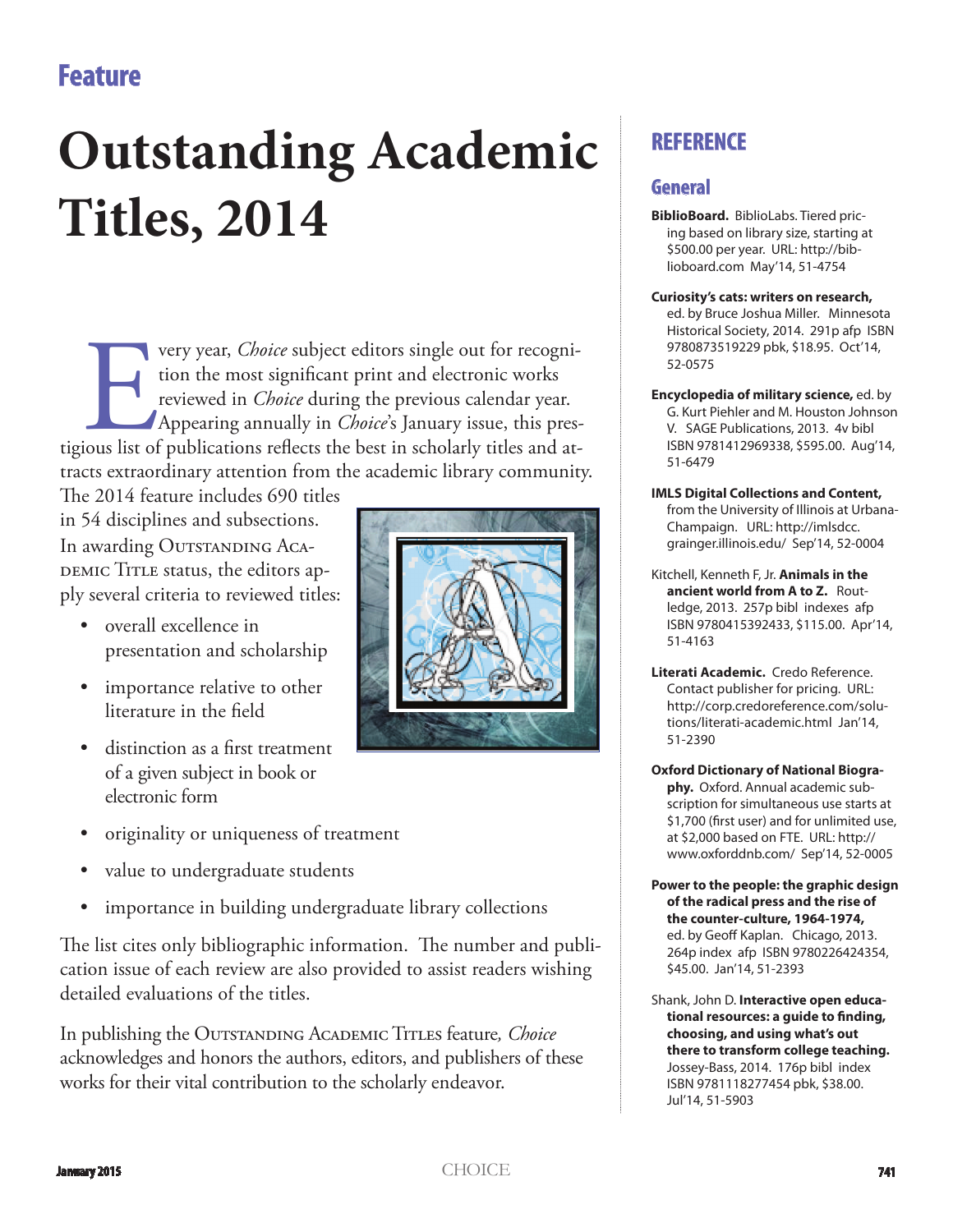## Feature

# Outstanding Academic Titles, 2014

Every year, *Choice* subject editors single out for recognition the most significant print and electronic works reviewed in *Choice* during the previous calendar year. Appearing annually in *Choice*'s January issue, this prestigious list of publications reflects the best in scholarly titles and attracts extraordinary attention from the academic library community. The 2014 feature includes 690 titles in 54 disciplines and subsections. In awarding Outstanding Academic Title status, the editors apply several criteria to reviewed titles:

- overall excellence in presentation and scholarship
- importance relative to other literature in the field
- distinction as a first treatment of a given subject in book or electronic form
- originality or uniqueness of treatment
- value to undergraduate students
- importance in building undergraduate library collections

The list cites only bibliographic information. The number and publication issue of each review are also provided to assist readers wishing detailed evaluations of the titles.

In publishing the Outstanding Academic Titles feature, *Choice* acknowledges and honors the authors, editors, and publishers of these works for their vital contribution to the scholarly endeavor.

## REFERENCE

### General

**BiblioBoard.** BiblioLabs. Tiered pricing based on library size, starting at $500.00 per year. URL: http://biblioboard.com May'14, 51-4754

**Curiosity's cats: writers on research,** ed. by Bruce Joshua Miller. Minnesota Historical Society, 2014. 291p afp ISBN 9780873519229 pbk, $18.95. Oct'14, 52-0575

**Encyclopedia of military science,** ed. by G. Kurt Piehler and M. Houston Johnson V. SAGE Publications, 2013. 4v bibl ISBN 9781412969338, $595.00. Aug'14, 51-6479

**IMLS Digital Collections and Content,** from the University of Illinois at Urbana-Champaign. URL: http://imlsdcc.grainger.illinois.edu/ Sep'14, 52-0004

Kitchell, Kenneth F, Jr. **Animals in the ancient world from A to Z.** Routledge, 2013. 257p bibl indexes afp ISBN 9780415392433, $115.00. Apr'14, 51-4163

**Literati Academic.** Credo Reference. Contact publisher for pricing. URL: http://corp.credoreference.com/solutions/literati-academic.html Jan'14, 51-2390

**Oxford Dictionary of National Biography.** Oxford. Annual academic subscription for simultaneous use starts at $1,700 (first user) and for unlimited use, at $2,000 based on FTE. URL: http://www.oxforddnb.com/ Sep'14, 52-0005

**Power to the people: the graphic design of the radical press and the rise of the counter-culture, 1964-1974,** ed. by Geoff Kaplan. Chicago, 2013. 264p index afp ISBN 9780226424354, $45.00. Jan'14, 51-2393

Shank, John D. **Interactive open educational resources: a guide to finding, choosing, and using what's out there to transform college teaching.** Jossey-Bass, 2014. 176p bibl index ISBN 9781118277454 pbk, $38.00. Jul'14, 51-5903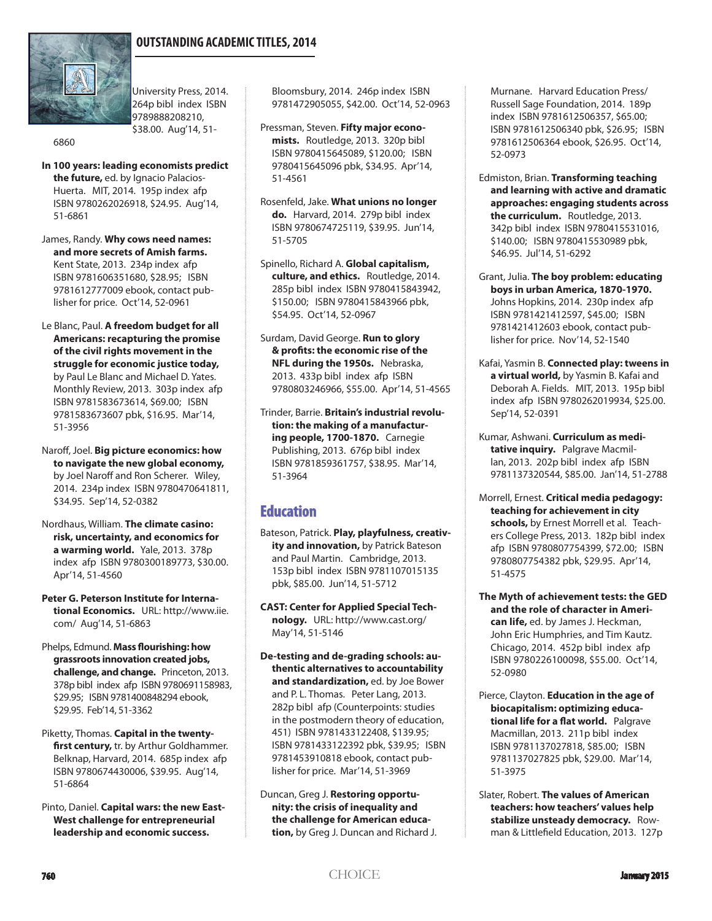University Press, 2014. 264p bibl index ISBN 9789888208210, $38.00. Aug'14, 51-6860

**In 100 years: leading economists predict the future,** ed. by Ignacio Palacios-Huerta. MIT, 2014. 195p index afp ISBN 9780262026918, $24.95. Aug'14, 51-6861

James, Randy. **Why cows need names: and more secrets of Amish farms.** Kent State, 2013. 234p index afp ISBN 9781606351680, $28.95; ISBN 9781612777009 ebook, contact publisher for price. Oct'14, 52-0961

Le Blanc, Paul. **A freedom budget for all Americans: recapturing the promise of the civil rights movement in the struggle for economic justice today,** by Paul Le Blanc and Michael D. Yates. Monthly Review, 2013. 303p index afp ISBN 9781583673614, $69.00; ISBN 9781583673607 pbk, $16.95. Mar'14, 51-3956

Naroff, Joel. **Big picture economics: how to navigate the new global economy,** by Joel Naroff and Ron Scherer. Wiley, 2014. 234p index ISBN 9780470641811, $34.95. Sep'14, 52-0382

Nordhaus, William. **The climate casino: risk, uncertainty, and economics for a warming world.** Yale, 2013. 378p index afp ISBN 9780300189773, $30.00. Apr'14, 51-4560

**Peter G. Peterson Institute for International Economics.** URL: http://www.iie.com/ Aug'14, 51-6863

Phelps, Edmund. **Mass flourishing: how grassroots innovation created jobs, challenge, and change.** Princeton, 2013. 378p bibl index afp ISBN 9780691158983, $29.95; ISBN 9781400848294 ebook, $29.95. Feb'14, 51-3362

Piketty, Thomas. **Capital in the twenty-first century,** tr. by Arthur Goldhammer. Belknap, Harvard, 2014. 685p index afp ISBN 9780674430006, $39.95. Aug'14, 51-6864

Pinto, Daniel. **Capital wars: the new East-West challenge for entrepreneurial leadership and economic success.** Bloomsbury, 2014. 246p index ISBN 9781472905055, $42.00. Oct'14, 52-0963

Pressman, Steven. **Fifty major economists.** Routledge, 2013. 320p bibl ISBN 9780415645089, $120.00; ISBN 9780415645096 pbk, $34.95. Apr'14, 51-4561

Rosenfeld, Jake. **What unions no longer do.** Harvard, 2014. 279p bibl index ISBN 9780674725119, $39.95. Jun'14, 51-5705

Spinello, Richard A. **Global capitalism, culture, and ethics.** Routledge, 2014. 285p bibl index ISBN 9780415843942, $150.00; ISBN 9780415843966 pbk, $54.95. Oct'14, 52-0967

Surdam, David George. **Run to glory & profits: the economic rise of the NFL during the 1950s.** Nebraska, 2013. 433p bibl index afp ISBN 9780803246966, $55.00. Apr'14, 51-4565

Trinder, Barrie. **Britain's industrial revolution: the making of a manufacturing people, 1700-1870.** Carnegie Publishing, 2013. 676p bibl index ISBN 9781859361757, $38.95. Mar'14, 51-3964

## Education

Bateson, Patrick. **Play, playfulness, creativity and innovation,** by Patrick Bateson and Paul Martin. Cambridge, 2013. 153p bibl index ISBN 9781107015135 pbk, $85.00. Jun'14, 51-5712

**CAST: Center for Applied Special Technology.** URL: http://www.cast.org/ May'14, 51-5146

**De-testing and de-grading schools: authentic alternatives to accountability and standardization,** ed. by Joe Bower and P. L. Thomas. Peter Lang, 2013. 282p bibl afp (Counterpoints: studies in the postmodern theory of education, 451) ISBN 9781433122408, $139.95; ISBN 9781433122392 pbk, $39.95; ISBN 9781453910818 ebook, contact publisher for price. Mar'14, 51-3969

Duncan, Greg J. **Restoring opportunity: the crisis of inequality and the challenge for American education,** by Greg J. Duncan and Richard J. Murnane. Harvard Education Press/ Russell Sage Foundation, 2014. 189p index ISBN 9781612506357, $65.00; ISBN 9781612506340 pbk, $26.95; ISBN 9781612506364 ebook, $26.95. Oct'14, 52-0973

Edmiston, Brian. **Transforming teaching and learning with active and dramatic approaches: engaging students across the curriculum.** Routledge, 2013. 342p bibl index ISBN 9780415531016, $140.00; ISBN 9780415530989 pbk, $46.95. Jul'14, 51-6292

Grant, Julia. **The boy problem: educating boys in urban America, 1870-1970.** Johns Hopkins, 2014. 230p index afp ISBN 9781421412597, $45.00; ISBN 9781421412603 ebook, contact publisher for price. Nov'14, 52-1540

Kafai, Yasmin B. **Connected play: tweens in a virtual world,** by Yasmin B. Kafai and Deborah A. Fields. MIT, 2013. 195p bibl index afp ISBN 9780262019934, $25.00. Sep'14, 52-0391

Kumar, Ashwani. **Curriculum as meditative inquiry.** Palgrave Macmillan, 2013. 202p bibl index afp ISBN 9781137320544, $85.00. Jan'14, 51-2788

Morrell, Ernest. **Critical media pedagogy: teaching for achievement in city schools,** by Ernest Morrell et al. Teachers College Press, 2013. 182p bibl index afp ISBN 9780807754399, $72.00; ISBN 9780807754382 pbk, $29.95. Apr'14, 51-4575

**The Myth of achievement tests: the GED and the role of character in American life,** ed. by James J. Heckman, John Eric Humphries, and Tim Kautz. Chicago, 2014. 452p bibl index afp ISBN 9780226100098, $55.00. Oct'14, 52-0980

Pierce, Clayton. **Education in the age of biocapitalism: optimizing educational life for a flat world.** Palgrave Macmillan, 2013. 211p bibl index ISBN 9781137027818, $85.00; ISBN 9781137027825 pbk, $29.00. Mar'14, 51-3975

Slater, Robert. **The values of American teachers: how teachers' values help stabilize unsteady democracy.** Rowman & Littlefield Education, 2013. 127p